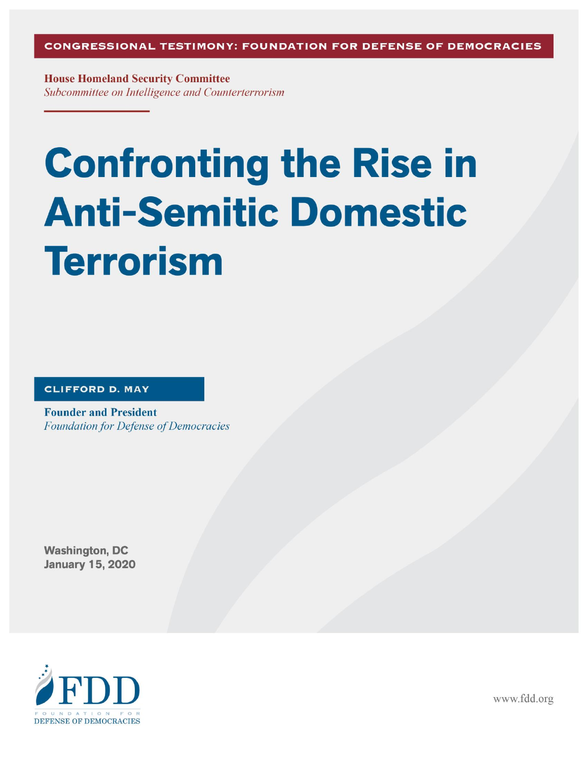**CONGRESSIONAL TESTIMONY: FOUNDATION FOR DEFENSE OF DEMOCRACIES**

**House Homeland Security Committee**
*Subcommittee on Intelligence and Counterterrorism*

# Confronting the Rise in Anti-Semitic Domestic Terrorism

**CLIFFORD D. MAY**

**Founder and President**
*Foundation for Defense of Democracies*

Washington, DC
January 15, 2020

FDD
FOUNDATION FOR DEFENSE OF DEMOCRACIES

www.fdd.org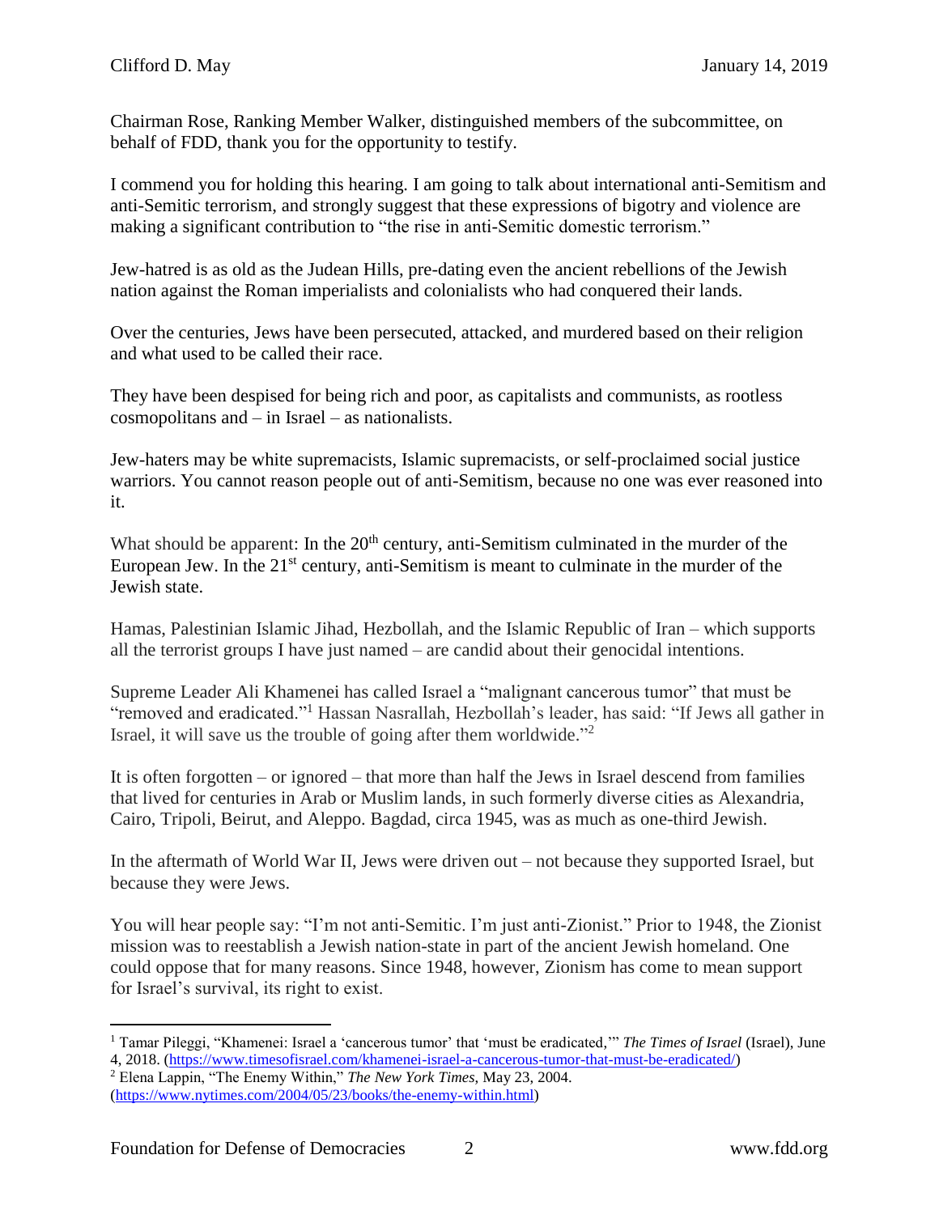Chairman Rose, Ranking Member Walker, distinguished members of the subcommittee, on behalf of FDD, thank you for the opportunity to testify.

I commend you for holding this hearing. I am going to talk about international anti-Semitism and anti-Semitic terrorism, and strongly suggest that these expressions of bigotry and violence are making a significant contribution to "the rise in anti-Semitic domestic terrorism."

Jew-hatred is as old as the Judean Hills, pre-dating even the ancient rebellions of the Jewish nation against the Roman imperialists and colonialists who had conquered their lands.

Over the centuries, Jews have been persecuted, attacked, and murdered based on their religion and what used to be called their race.

They have been despised for being rich and poor, as capitalists and communists, as rootless cosmopolitans and – in Israel – as nationalists.

Jew-haters may be white supremacists, Islamic supremacists, or self-proclaimed social justice warriors. You cannot reason people out of anti-Semitism, because no one was ever reasoned into it.

What should be apparent: In the 20th century, anti-Semitism culminated in the murder of the European Jew. In the 21st century, anti-Semitism is meant to culminate in the murder of the Jewish state.

Hamas, Palestinian Islamic Jihad, Hezbollah, and the Islamic Republic of Iran – which supports all the terrorist groups I have just named – are candid about their genocidal intentions.

Supreme Leader Ali Khamenei has called Israel a "malignant cancerous tumor" that must be "removed and eradicated."[1] Hassan Nasrallah, Hezbollah's leader, has said: "If Jews all gather in Israel, it will save us the trouble of going after them worldwide."[2]

It is often forgotten – or ignored – that more than half the Jews in Israel descend from families that lived for centuries in Arab or Muslim lands, in such formerly diverse cities as Alexandria, Cairo, Tripoli, Beirut, and Aleppo. Bagdad, circa 1945, was as much as one-third Jewish.

In the aftermath of World War II, Jews were driven out – not because they supported Israel, but because they were Jews.

You will hear people say: "I'm not anti-Semitic. I'm just anti-Zionist." Prior to 1948, the Zionist mission was to reestablish a Jewish nation-state in part of the ancient Jewish homeland. One could oppose that for many reasons. Since 1948, however, Zionism has come to mean support for Israel's survival, its right to exist.

---

[1] Tamar Pileggi, "Khamenei: Israel a 'cancerous tumor' that 'must be eradicated,'" *The Times of Israel* (Israel), June 4, 2018. (https://www.timesofisrael.com/khamenei-israel-a-cancerous-tumor-that-must-be-eradicated/)

[2] Elena Lappin, "The Enemy Within," *The New York Times,* May 23, 2004. (https://www.nytimes.com/2004/05/23/books/the-enemy-within.html)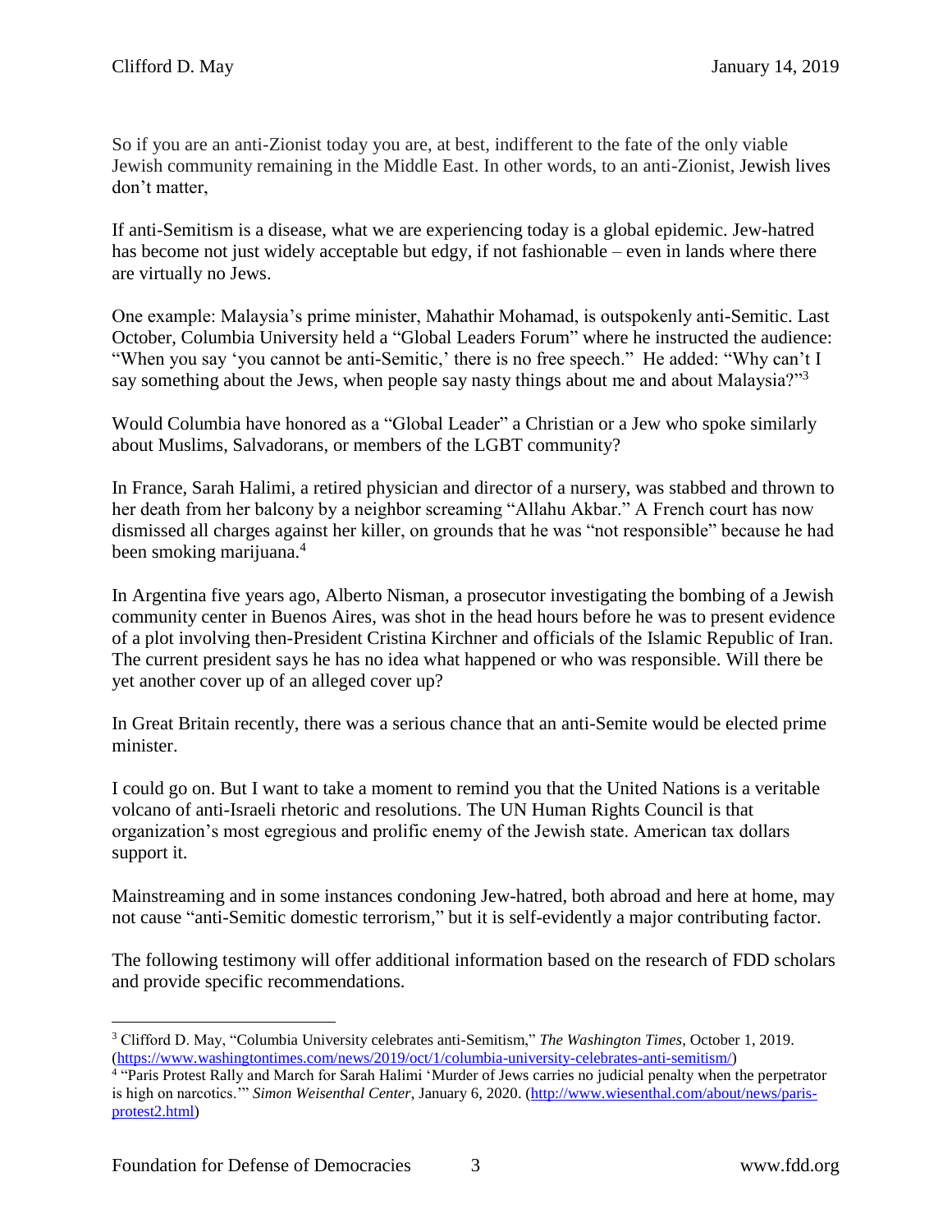So if you are an anti-Zionist today you are, at best, indifferent to the fate of the only viable Jewish community remaining in the Middle East. In other words, to an anti-Zionist, Jewish lives don't matter,

If anti-Semitism is a disease, what we are experiencing today is a global epidemic. Jew-hatred has become not just widely acceptable but edgy, if not fashionable – even in lands where there are virtually no Jews.

One example: Malaysia's prime minister, Mahathir Mohamad, is outspokenly anti-Semitic. Last October, Columbia University held a "Global Leaders Forum" where he instructed the audience: "When you say 'you cannot be anti-Semitic,' there is no free speech." He added: "Why can't I say something about the Jews, when people say nasty things about me and about Malaysia?"[3]

Would Columbia have honored as a "Global Leader" a Christian or a Jew who spoke similarly about Muslims, Salvadorans, or members of the LGBT community?

In France, Sarah Halimi, a retired physician and director of a nursery, was stabbed and thrown to her death from her balcony by a neighbor screaming "Allahu Akbar." A French court has now dismissed all charges against her killer, on grounds that he was "not responsible" because he had been smoking marijuana.[4]

In Argentina five years ago, Alberto Nisman, a prosecutor investigating the bombing of a Jewish community center in Buenos Aires, was shot in the head hours before he was to present evidence of a plot involving then-President Cristina Kirchner and officials of the Islamic Republic of Iran. The current president says he has no idea what happened or who was responsible. Will there be yet another cover up of an alleged cover up?

In Great Britain recently, there was a serious chance that an anti-Semite would be elected prime minister.

I could go on. But I want to take a moment to remind you that the United Nations is a veritable volcano of anti-Israeli rhetoric and resolutions. The UN Human Rights Council is that organization's most egregious and prolific enemy of the Jewish state. American tax dollars support it.

Mainstreaming and in some instances condoning Jew-hatred, both abroad and here at home, may not cause "anti-Semitic domestic terrorism," but it is self-evidently a major contributing factor.

The following testimony will offer additional information based on the research of FDD scholars and provide specific recommendations.

---

[3] Clifford D. May, "Columbia University celebrates anti-Semitism," *The Washington Times*, October 1, 2019. (https://www.washingtontimes.com/news/2019/oct/1/columbia-university-celebrates-anti-semitism/)

[4] "Paris Protest Rally and March for Sarah Halimi 'Murder of Jews carries no judicial penalty when the perpetrator is high on narcotics.'" *Simon Weisenthal Center*, January 6, 2020. (http://www.wiesenthal.com/about/news/paris-protest2.html)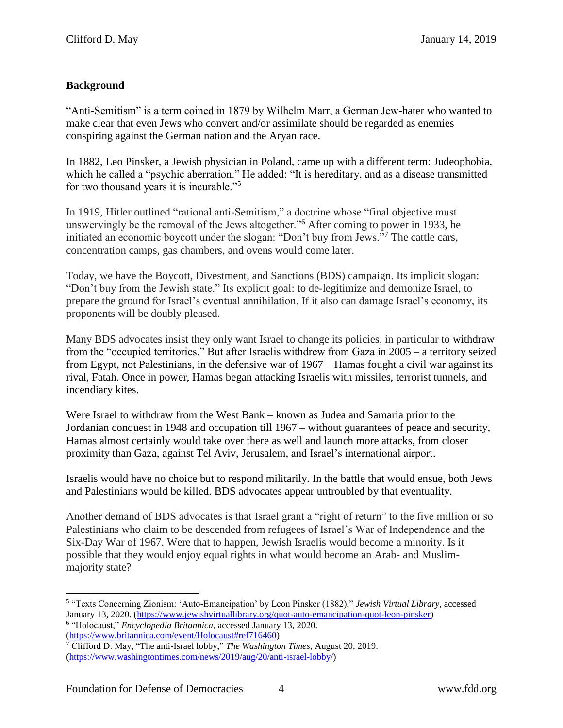**Background**

"Anti-Semitism" is a term coined in 1879 by Wilhelm Marr, a German Jew-hater who wanted to make clear that even Jews who convert and/or assimilate should be regarded as enemies conspiring against the German nation and the Aryan race.

In 1882, Leo Pinsker, a Jewish physician in Poland, came up with a different term: Judeophobia, which he called a "psychic aberration." He added: "It is hereditary, and as a disease transmitted for two thousand years it is incurable."[5]

In 1919, Hitler outlined "rational anti-Semitism," a doctrine whose "final objective must unswervingly be the removal of the Jews altogether."[6] After coming to power in 1933, he initiated an economic boycott under the slogan: "Don't buy from Jews."[7] The cattle cars, concentration camps, gas chambers, and ovens would come later.

Today, we have the Boycott, Divestment, and Sanctions (BDS) campaign. Its implicit slogan: "Don't buy from the Jewish state." Its explicit goal: to de-legitimize and demonize Israel, to prepare the ground for Israel's eventual annihilation. If it also can damage Israel's economy, its proponents will be doubly pleased.

Many BDS advocates insist they only want Israel to change its policies, in particular to withdraw from the "occupied territories." But after Israelis withdrew from Gaza in 2005 – a territory seized from Egypt, not Palestinians, in the defensive war of 1967 – Hamas fought a civil war against its rival, Fatah. Once in power, Hamas began attacking Israelis with missiles, terrorist tunnels, and incendiary kites.

Were Israel to withdraw from the West Bank – known as Judea and Samaria prior to the Jordanian conquest in 1948 and occupation till 1967 – without guarantees of peace and security, Hamas almost certainly would take over there as well and launch more attacks, from closer proximity than Gaza, against Tel Aviv, Jerusalem, and Israel's international airport.

Israelis would have no choice but to respond militarily. In the battle that would ensue, both Jews and Palestinians would be killed. BDS advocates appear untroubled by that eventuality.

Another demand of BDS advocates is that Israel grant a "right of return" to the five million or so Palestinians who claim to be descended from refugees of Israel's War of Independence and the Six-Day War of 1967. Were that to happen, Jewish Israelis would become a minority. Is it possible that they would enjoy equal rights in what would become an Arab- and Muslim-majority state?

---

[5] "Texts Concerning Zionism: 'Auto-Emancipation' by Leon Pinsker (1882)," *Jewish Virtual Library*, accessed January 13, 2020. (https://www.jewishvirtuallibrary.org/quot-auto-emancipation-quot-leon-pinsker)

[6] "Holocaust," *Encyclopedia Britannica*, accessed January 13, 2020. (https://www.britannica.com/event/Holocaust#ref716460)

[7] Clifford D. May, "The anti-Israel lobby," *The Washington Times*, August 20, 2019. (https://www.washingtontimes.com/news/2019/aug/20/anti-israel-lobby/)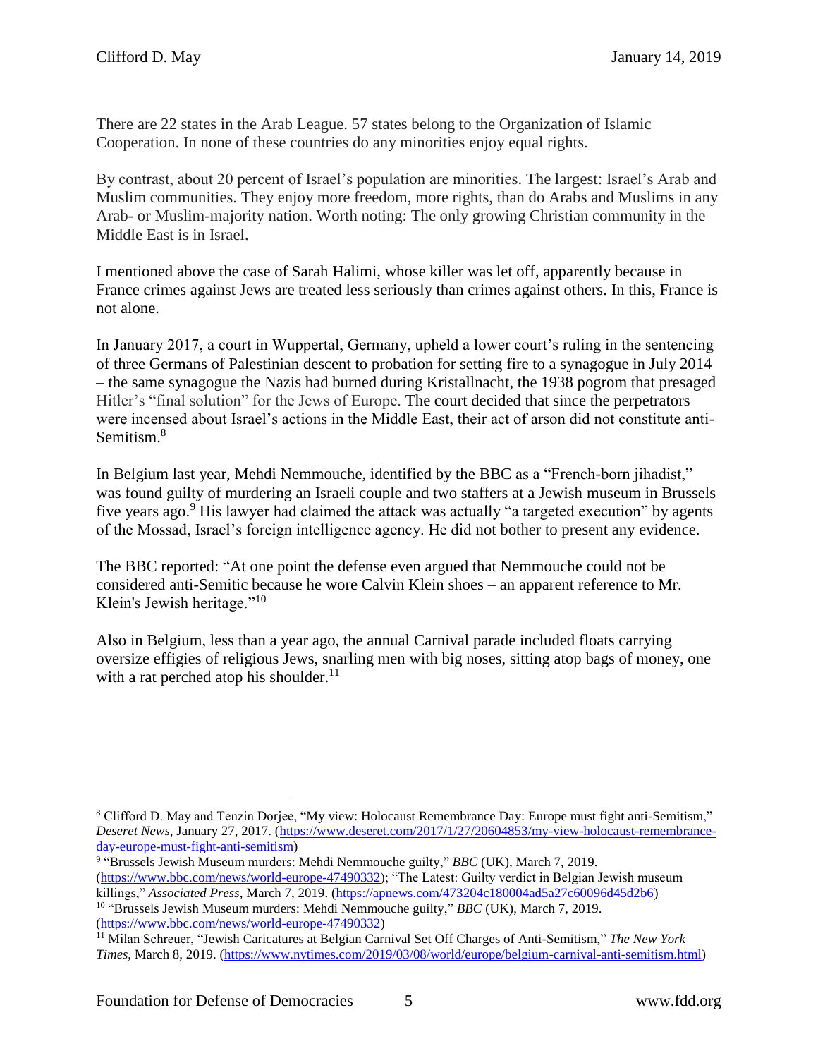There are 22 states in the Arab League. 57 states belong to the Organization of Islamic Cooperation. In none of these countries do any minorities enjoy equal rights.

By contrast, about 20 percent of Israel's population are minorities. The largest: Israel's Arab and Muslim communities. They enjoy more freedom, more rights, than do Arabs and Muslims in any Arab- or Muslim-majority nation. Worth noting: The only growing Christian community in the Middle East is in Israel.

I mentioned above the case of Sarah Halimi, whose killer was let off, apparently because in France crimes against Jews are treated less seriously than crimes against others. In this, France is not alone.

In January 2017, a court in Wuppertal, Germany, upheld a lower court's ruling in the sentencing of three Germans of Palestinian descent to probation for setting fire to a synagogue in July 2014 – the same synagogue the Nazis had burned during Kristallnacht, the 1938 pogrom that presaged Hitler's "final solution" for the Jews of Europe. The court decided that since the perpetrators were incensed about Israel's actions in the Middle East, their act of arson did not constitute anti-Semitism.[8]

In Belgium last year, Mehdi Nemmouche, identified by the BBC as a "French-born jihadist," was found guilty of murdering an Israeli couple and two staffers at a Jewish museum in Brussels five years ago.[9] His lawyer had claimed the attack was actually "a targeted execution" by agents of the Mossad, Israel's foreign intelligence agency. He did not bother to present any evidence.

The BBC reported: "At one point the defense even argued that Nemmouche could not be considered anti-Semitic because he wore Calvin Klein shoes – an apparent reference to Mr. Klein's Jewish heritage."[10]

Also in Belgium, less than a year ago, the annual Carnival parade included floats carrying oversize effigies of religious Jews, snarling men with big noses, sitting atop bags of money, one with a rat perched atop his shoulder.[11]

---

[8] Clifford D. May and Tenzin Dorjee, "My view: Holocaust Remembrance Day: Europe must fight anti-Semitism," *Deseret News*, January 27, 2017. (https://www.deseret.com/2017/1/27/20604853/my-view-holocaust-remembrance-day-europe-must-fight-anti-semitism)

[9] "Brussels Jewish Museum murders: Mehdi Nemmouche guilty," *BBC* (UK), March 7, 2019. (https://www.bbc.com/news/world-europe-47490332); "The Latest: Guilty verdict in Belgian Jewish museum killings," *Associated Press*, March 7, 2019. (https://apnews.com/473204c180004ad5a27c60096d45d2b6)

[10] "Brussels Jewish Museum murders: Mehdi Nemmouche guilty," *BBC* (UK), March 7, 2019. (https://www.bbc.com/news/world-europe-47490332)

[11] Milan Schreuer, "Jewish Caricatures at Belgian Carnival Set Off Charges of Anti-Semitism," *The New York Times*, March 8, 2019. (https://www.nytimes.com/2019/03/08/world/europe/belgium-carnival-anti-semitism.html)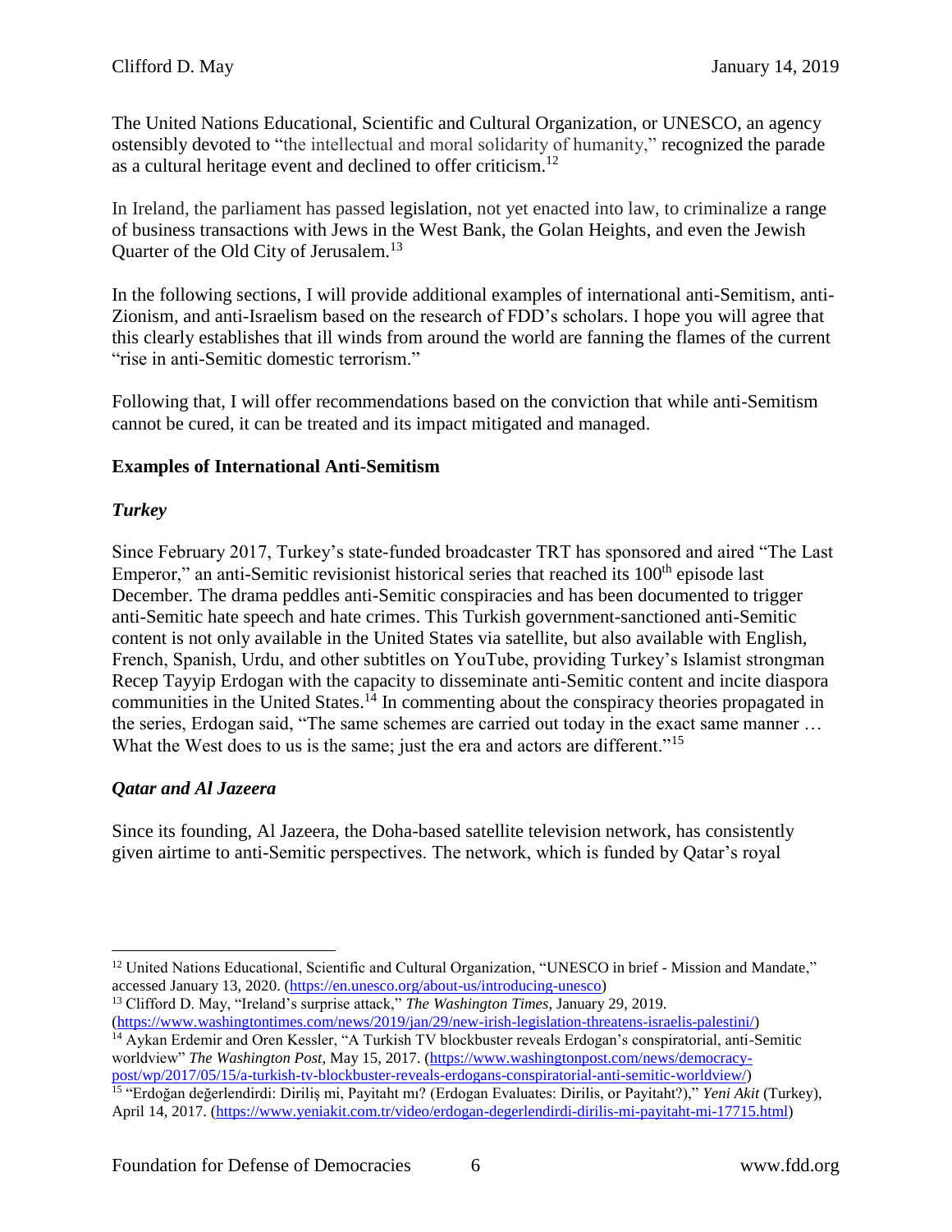The United Nations Educational, Scientific and Cultural Organization, or UNESCO, an agency ostensibly devoted to "the intellectual and moral solidarity of humanity," recognized the parade as a cultural heritage event and declined to offer criticism.[12]

In Ireland, the parliament has passed legislation, not yet enacted into law, to criminalize a range of business transactions with Jews in the West Bank, the Golan Heights, and even the Jewish Quarter of the Old City of Jerusalem.[13]

In the following sections, I will provide additional examples of international anti-Semitism, anti-Zionism, and anti-Israelism based on the research of FDD's scholars. I hope you will agree that this clearly establishes that ill winds from around the world are fanning the flames of the current "rise in anti-Semitic domestic terrorism."

Following that, I will offer recommendations based on the conviction that while anti-Semitism cannot be cured, it can be treated and its impact mitigated and managed.

## Examples of International Anti-Semitism

### *Turkey*

Since February 2017, Turkey's state-funded broadcaster TRT has sponsored and aired "The Last Emperor," an anti-Semitic revisionist historical series that reached its 100th episode last December. The drama peddles anti-Semitic conspiracies and has been documented to trigger anti-Semitic hate speech and hate crimes. This Turkish government-sanctioned anti-Semitic content is not only available in the United States via satellite, but also available with English, French, Spanish, Urdu, and other subtitles on YouTube, providing Turkey's Islamist strongman Recep Tayyip Erdogan with the capacity to disseminate anti-Semitic content and incite diaspora communities in the United States.[14] In commenting about the conspiracy theories propagated in the series, Erdogan said, "The same schemes are carried out today in the exact same manner … What the West does to us is the same; just the era and actors are different."[15]

### *Qatar and Al Jazeera*

Since its founding, Al Jazeera, the Doha-based satellite television network, has consistently given airtime to anti-Semitic perspectives. The network, which is funded by Qatar's royal

---

[12] United Nations Educational, Scientific and Cultural Organization, "UNESCO in brief - Mission and Mandate," accessed January 13, 2020. (https://en.unesco.org/about-us/introducing-unesco)

[13] Clifford D. May, "Ireland's surprise attack," *The Washington Times*, January 29, 2019. (https://www.washingtontimes.com/news/2019/jan/29/new-irish-legislation-threatens-israelis-palestini/)

[14] Aykan Erdemir and Oren Kessler, "A Turkish TV blockbuster reveals Erdogan's conspiratorial, anti-Semitic worldview" *The Washington Post*, May 15, 2017. (https://www.washingtonpost.com/news/democracy-post/wp/2017/05/15/a-turkish-tv-blockbuster-reveals-erdogans-conspiratorial-anti-semitic-worldview/)

[15] "Erdoğan değerlendirdi: Diriliş mi, Payitaht mı? (Erdogan Evaluates: Dirilis, or Payitaht?)," *Yeni Akit* (Turkey), April 14, 2017. (https://www.yeniakit.com.tr/video/erdogan-degerlendirdi-dirilis-mi-payitaht-mi-17715.html)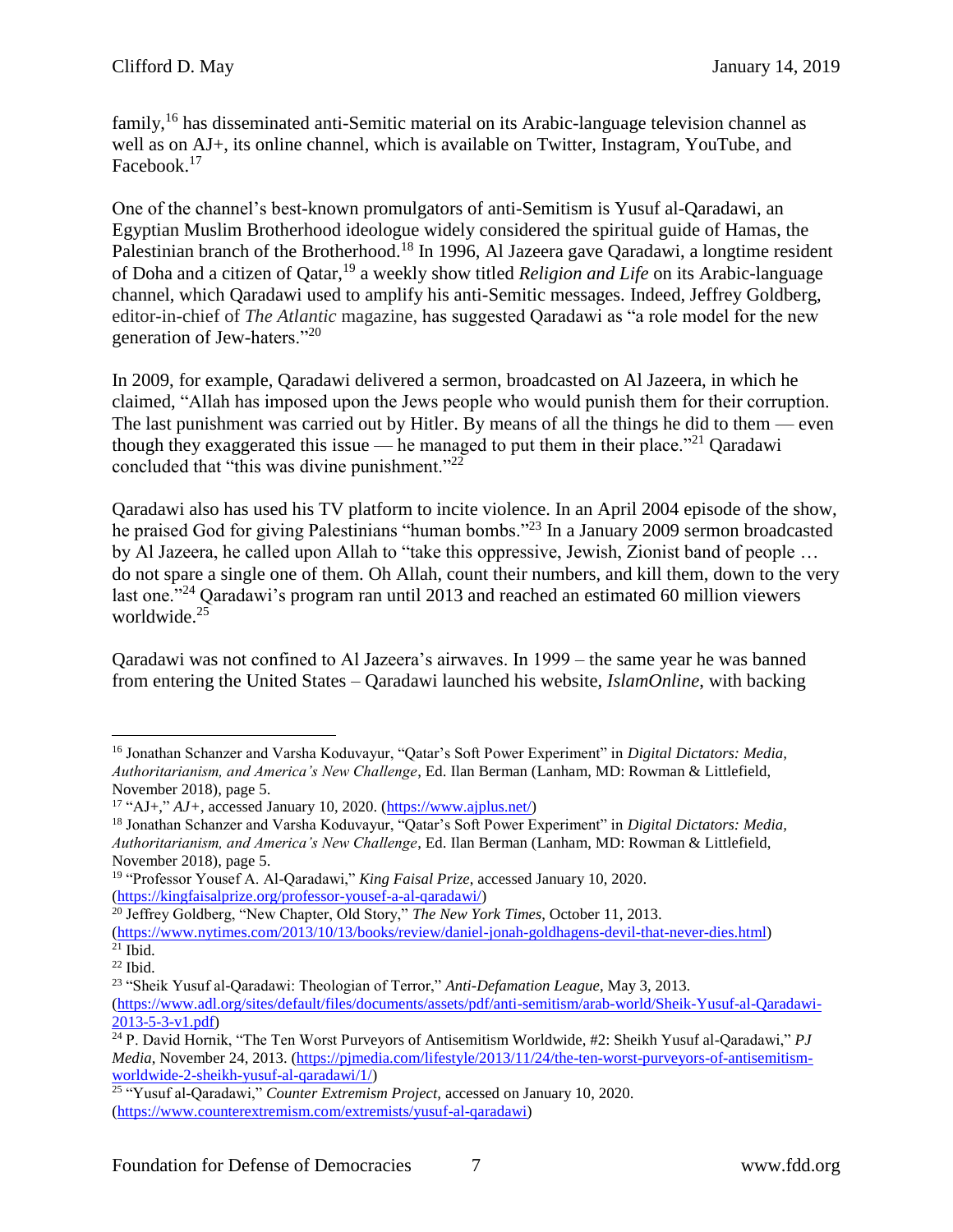family,[16] has disseminated anti-Semitic material on its Arabic-language television channel as well as on AJ+, its online channel, which is available on Twitter, Instagram, YouTube, and Facebook.[17]

One of the channel's best-known promulgators of anti-Semitism is Yusuf al-Qaradawi, an Egyptian Muslim Brotherhood ideologue widely considered the spiritual guide of Hamas, the Palestinian branch of the Brotherhood.[18] In 1996, Al Jazeera gave Qaradawi, a longtime resident of Doha and a citizen of Qatar,[19] a weekly show titled *Religion and Life* on its Arabic-language channel, which Qaradawi used to amplify his anti-Semitic messages. Indeed, Jeffrey Goldberg, editor-in-chief of *The Atlantic* magazine, has suggested Qaradawi as "a role model for the new generation of Jew-haters."[20]

In 2009, for example, Qaradawi delivered a sermon, broadcasted on Al Jazeera, in which he claimed, "Allah has imposed upon the Jews people who would punish them for their corruption. The last punishment was carried out by Hitler. By means of all the things he did to them — even though they exaggerated this issue — he managed to put them in their place."[21] Qaradawi concluded that "this was divine punishment."[22]

Qaradawi also has used his TV platform to incite violence. In an April 2004 episode of the show, he praised God for giving Palestinians "human bombs."[23] In a January 2009 sermon broadcasted by Al Jazeera, he called upon Allah to "take this oppressive, Jewish, Zionist band of people … do not spare a single one of them. Oh Allah, count their numbers, and kill them, down to the very last one."[24] Qaradawi's program ran until 2013 and reached an estimated 60 million viewers worldwide.[25]

Qaradawi was not confined to Al Jazeera's airwaves. In 1999 – the same year he was banned from entering the United States – Qaradawi launched his website, *IslamOnline*, with backing

---

[16] Jonathan Schanzer and Varsha Koduvayur, "Qatar's Soft Power Experiment" in *Digital Dictators: Media, Authoritarianism, and America's New Challenge*, Ed. Ilan Berman (Lanham, MD: Rowman & Littlefield, November 2018), page 5.

[17] "AJ+," *AJ+*, accessed January 10, 2020. (https://www.ajplus.net/)

[18] Jonathan Schanzer and Varsha Koduvayur, "Qatar's Soft Power Experiment" in *Digital Dictators: Media, Authoritarianism, and America's New Challenge*, Ed. Ilan Berman (Lanham, MD: Rowman & Littlefield, November 2018), page 5.

[19] "Professor Yousef A. Al-Qaradawi," *King Faisal Prize*, accessed January 10, 2020. (https://kingfaisalprize.org/professor-yousef-a-al-qaradawi/)

[20] Jeffrey Goldberg, "New Chapter, Old Story," *The New York Times*, October 11, 2013. (https://www.nytimes.com/2013/10/13/books/review/daniel-jonah-goldhagens-devil-that-never-dies.html)

[21] Ibid.

[22] Ibid.

[23] "Sheik Yusuf al-Qaradawi: Theologian of Terror," *Anti-Defamation League*, May 3, 2013. (https://www.adl.org/sites/default/files/documents/assets/pdf/anti-semitism/arab-world/Sheik-Yusuf-al-Qaradawi-2013-5-3-v1.pdf)

[24] P. David Hornik, "The Ten Worst Purveyors of Antisemitism Worldwide, #2: Sheikh Yusuf al-Qaradawi," *PJ Media*, November 24, 2013. (https://pjmedia.com/lifestyle/2013/11/24/the-ten-worst-purveyors-of-antisemitism-worldwide-2-sheikh-yusuf-al-qaradawi/1/)

[25] "Yusuf al-Qaradawi," *Counter Extremism Project*, accessed on January 10, 2020. (https://www.counterextremism.com/extremists/yusuf-al-qaradawi)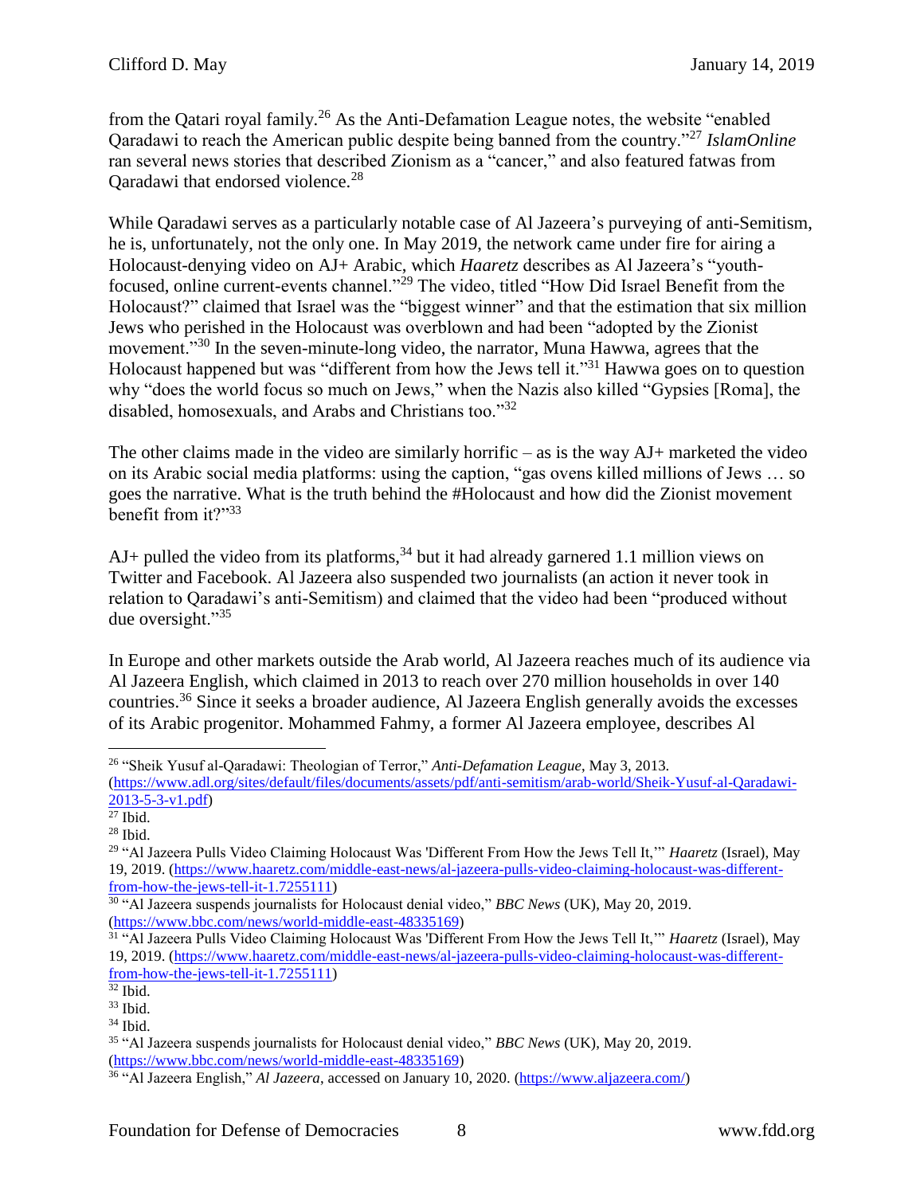from the Qatari royal family.[26] As the Anti-Defamation League notes, the website "enabled Qaradawi to reach the American public despite being banned from the country."[27] *IslamOnline* ran several news stories that described Zionism as a "cancer," and also featured fatwas from Qaradawi that endorsed violence.[28]

While Qaradawi serves as a particularly notable case of Al Jazeera's purveying of anti-Semitism, he is, unfortunately, not the only one. In May 2019, the network came under fire for airing a Holocaust-denying video on AJ+ Arabic, which *Haaretz* describes as Al Jazeera's "youth-focused, online current-events channel."[29] The video, titled "How Did Israel Benefit from the Holocaust?" claimed that Israel was the "biggest winner" and that the estimation that six million Jews who perished in the Holocaust was overblown and had been "adopted by the Zionist movement."[30] In the seven-minute-long video, the narrator, Muna Hawwa, agrees that the Holocaust happened but was "different from how the Jews tell it."[31] Hawwa goes on to question why "does the world focus so much on Jews," when the Nazis also killed "Gypsies [Roma], the disabled, homosexuals, and Arabs and Christians too."[32]

The other claims made in the video are similarly horrific – as is the way AJ+ marketed the video on its Arabic social media platforms: using the caption, "gas ovens killed millions of Jews … so goes the narrative. What is the truth behind the #Holocaust and how did the Zionist movement benefit from it?"[33]

AJ+ pulled the video from its platforms,[34] but it had already garnered 1.1 million views on Twitter and Facebook. Al Jazeera also suspended two journalists (an action it never took in relation to Qaradawi's anti-Semitism) and claimed that the video had been "produced without due oversight."[35]

In Europe and other markets outside the Arab world, Al Jazeera reaches much of its audience via Al Jazeera English, which claimed in 2013 to reach over 270 million households in over 140 countries.[36] Since it seeks a broader audience, Al Jazeera English generally avoids the excesses of its Arabic progenitor. Mohammed Fahmy, a former Al Jazeera employee, describes Al

---

[26] "Sheik Yusuf al-Qaradawi: Theologian of Terror," *Anti-Defamation League*, May 3, 2013. (https://www.adl.org/sites/default/files/documents/assets/pdf/anti-semitism/arab-world/Sheik-Yusuf-al-Qaradawi-2013-5-3-v1.pdf)

[27] Ibid.

[28] Ibid.

[29] "Al Jazeera Pulls Video Claiming Holocaust Was 'Different From How the Jews Tell It,'" *Haaretz* (Israel), May 19, 2019. (https://www.haaretz.com/middle-east-news/al-jazeera-pulls-video-claiming-holocaust-was-different-from-how-the-jews-tell-it-1.7255111)

[30] "Al Jazeera suspends journalists for Holocaust denial video," *BBC News* (UK), May 20, 2019. (https://www.bbc.com/news/world-middle-east-48335169)

[31] "Al Jazeera Pulls Video Claiming Holocaust Was 'Different From How the Jews Tell It,'" *Haaretz* (Israel), May 19, 2019. (https://www.haaretz.com/middle-east-news/al-jazeera-pulls-video-claiming-holocaust-was-different-from-how-the-jews-tell-it-1.7255111)

[32] Ibid.

[33] Ibid.

[34] Ibid.

[35] "Al Jazeera suspends journalists for Holocaust denial video," *BBC News* (UK), May 20, 2019. (https://www.bbc.com/news/world-middle-east-48335169)

[36] "Al Jazeera English," *Al Jazeera*, accessed on January 10, 2020. (https://www.aljazeera.com/)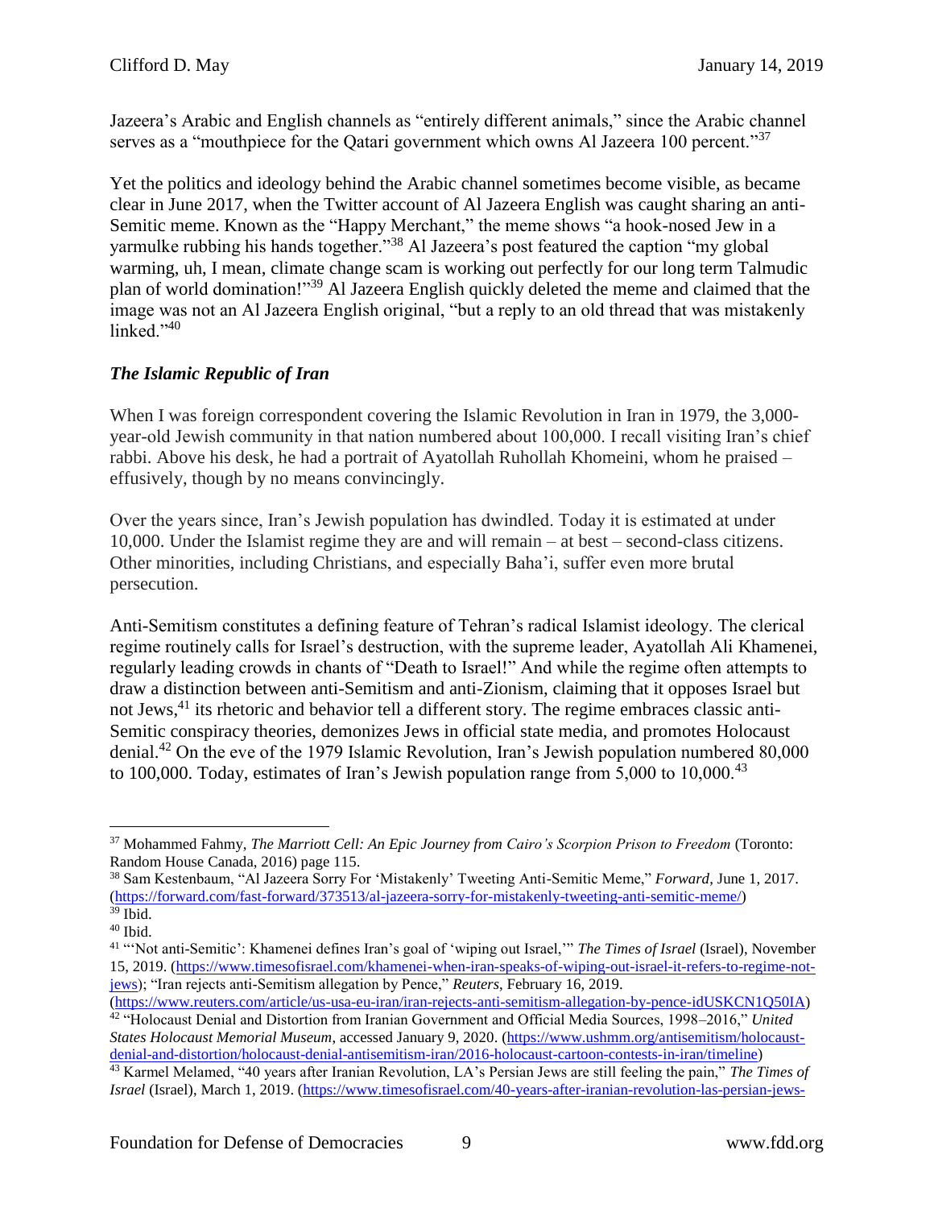Jazeera's Arabic and English channels as "entirely different animals," since the Arabic channel serves as a "mouthpiece for the Qatari government which owns Al Jazeera 100 percent."[37]

Yet the politics and ideology behind the Arabic channel sometimes become visible, as became clear in June 2017, when the Twitter account of Al Jazeera English was caught sharing an anti-Semitic meme. Known as the "Happy Merchant," the meme shows "a hook-nosed Jew in a yarmulke rubbing his hands together."[38] Al Jazeera's post featured the caption "my global warming, uh, I mean, climate change scam is working out perfectly for our long term Talmudic plan of world domination!"[39] Al Jazeera English quickly deleted the meme and claimed that the image was not an Al Jazeera English original, "but a reply to an old thread that was mistakenly linked."[40]

### *The Islamic Republic of Iran*

When I was foreign correspondent covering the Islamic Revolution in Iran in 1979, the 3,000-year-old Jewish community in that nation numbered about 100,000. I recall visiting Iran's chief rabbi. Above his desk, he had a portrait of Ayatollah Ruhollah Khomeini, whom he praised – effusively, though by no means convincingly.

Over the years since, Iran's Jewish population has dwindled. Today it is estimated at under 10,000. Under the Islamist regime they are and will remain – at best – second-class citizens. Other minorities, including Christians, and especially Baha'i, suffer even more brutal persecution.

Anti-Semitism constitutes a defining feature of Tehran's radical Islamist ideology. The clerical regime routinely calls for Israel's destruction, with the supreme leader, Ayatollah Ali Khamenei, regularly leading crowds in chants of "Death to Israel!" And while the regime often attempts to draw a distinction between anti-Semitism and anti-Zionism, claiming that it opposes Israel but not Jews,[41] its rhetoric and behavior tell a different story. The regime embraces classic anti-Semitic conspiracy theories, demonizes Jews in official state media, and promotes Holocaust denial.[42] On the eve of the 1979 Islamic Revolution, Iran's Jewish population numbered 80,000 to 100,000. Today, estimates of Iran's Jewish population range from 5,000 to 10,000.[43]

---

[37] Mohammed Fahmy, *The Marriott Cell: An Epic Journey from Cairo's Scorpion Prison to Freedom* (Toronto: Random House Canada, 2016) page 115.

[38] Sam Kestenbaum, "Al Jazeera Sorry For 'Mistakenly' Tweeting Anti-Semitic Meme," *Forward*, June 1, 2017. (https://forward.com/fast-forward/373513/al-jazeera-sorry-for-mistakenly-tweeting-anti-semitic-meme/)

[39] Ibid.

[40] Ibid.

[41] "'Not anti-Semitic': Khamenei defines Iran's goal of 'wiping out Israel,'" *The Times of Israel* (Israel), November 15, 2019. (https://www.timesofisrael.com/khamenei-when-iran-speaks-of-wiping-out-israel-it-refers-to-regime-not-jews); "Iran rejects anti-Semitism allegation by Pence," *Reuters*, February 16, 2019. (https://www.reuters.com/article/us-usa-eu-iran/iran-rejects-anti-semitism-allegation-by-pence-idUSKCN1Q50IA)

[42] "Holocaust Denial and Distortion from Iranian Government and Official Media Sources, 1998–2016," *United States Holocaust Memorial Museum*, accessed January 9, 2020. (https://www.ushmm.org/antisemitism/holocaust-denial-and-distortion/holocaust-denial-antisemitism-iran/2016-holocaust-cartoon-contests-in-iran/timeline)

[43] Karmel Melamed, "40 years after Iranian Revolution, LA's Persian Jews are still feeling the pain," *The Times of Israel* (Israel), March 1, 2019. (https://www.timesofisrael.com/40-years-after-iranian-revolution-las-persian-jews-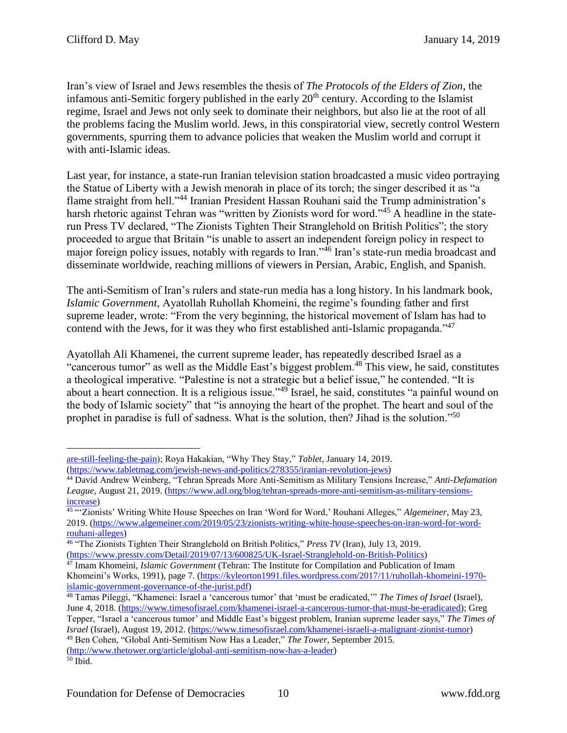Iran's view of Israel and Jews resembles the thesis of *The Protocols of the Elders of Zion*, the infamous anti-Semitic forgery published in the early 20th century. According to the Islamist regime, Israel and Jews not only seek to dominate their neighbors, but also lie at the root of all the problems facing the Muslim world. Jews, in this conspiratorial view, secretly control Western governments, spurring them to advance policies that weaken the Muslim world and corrupt it with anti-Islamic ideas.

Last year, for instance, a state-run Iranian television station broadcasted a music video portraying the Statue of Liberty with a Jewish menorah in place of its torch; the singer described it as "a flame straight from hell."[44] Iranian President Hassan Rouhani said the Trump administration's harsh rhetoric against Tehran was "written by Zionists word for word."[45] A headline in the state-run Press TV declared, "The Zionists Tighten Their Stranglehold on British Politics"; the story proceeded to argue that Britain "is unable to assert an independent foreign policy in respect to major foreign policy issues, notably with regards to Iran."[46] Iran's state-run media broadcast and disseminate worldwide, reaching millions of viewers in Persian, Arabic, English, and Spanish.

The anti-Semitism of Iran's rulers and state-run media has a long history. In his landmark book, *Islamic Government*, Ayatollah Ruhollah Khomeini, the regime's founding father and first supreme leader, wrote: "From the very beginning, the historical movement of Islam has had to contend with the Jews, for it was they who first established anti-Islamic propaganda."[47]

Ayatollah Ali Khamenei, the current supreme leader, has repeatedly described Israel as a "cancerous tumor" as well as the Middle East's biggest problem.[48] This view, he said, constitutes a theological imperative. "Palestine is not a strategic but a belief issue," he contended. "It is about a heart connection. It is a religious issue."[49] Israel, he said, constitutes "a painful wound on the body of Islamic society" that "is annoying the heart of the prophet. The heart and soul of the prophet in paradise is full of sadness. What is the solution, then? Jihad is the solution."[50]

---

are-still-feeling-the-pain); Roya Hakakian, "Why They Stay," *Tablet*, January 14, 2019. (https://www.tabletmag.com/jewish-news-and-politics/278355/iranian-revolution-jews)

[44] David Andrew Weinberg, "Tehran Spreads More Anti-Semitism as Military Tensions Increase," *Anti-Defamation League*, August 21, 2019. (https://www.adl.org/blog/tehran-spreads-more-anti-semitism-as-military-tensions-increase)

[45] "'Zionists' Writing White House Speeches on Iran 'Word for Word,' Rouhani Alleges," *Algemeiner*, May 23, 2019. (https://www.algemeiner.com/2019/05/23/zionists-writing-white-house-speeches-on-iran-word-for-word-rouhani-alleges)

[46] "The Zionists Tighten Their Stranglehold on British Politics," *Press TV* (Iran), July 13, 2019. (https://www.presstv.com/Detail/2019/07/13/600825/UK-Israel-Stranglehold-on-British-Politics)

[47] Imam Khomeini, *Islamic Government* (Tehran: The Institute for Compilation and Publication of Imam Khomeini's Works, 1991), page 7. (https://kyleorton1991.files.wordpress.com/2017/11/ruhollah-khomeini-1970-islamic-government-governance-of-the-jurist.pdf)

[48] Tamas Pileggi, "Khamenei: Israel a 'cancerous tumor' that 'must be eradicated,'" *The Times of Israel* (Israel), June 4, 2018. (https://www.timesofisrael.com/khamenei-israel-a-cancerous-tumor-that-must-be-eradicated); Greg Tepper, "Israel a 'cancerous tumor' and Middle East's biggest problem, Iranian supreme leader says," *The Times of Israel* (Israel), August 19, 2012. (https://www.timesofisrael.com/khamenei-israeli-a-malignant-zionist-tumor)

[49] Ben Cohen, "Global Anti-Semitism Now Has a Leader," *The Tower*, September 2015. (http://www.thetower.org/article/global-anti-semitism-now-has-a-leader)

[50] Ibid.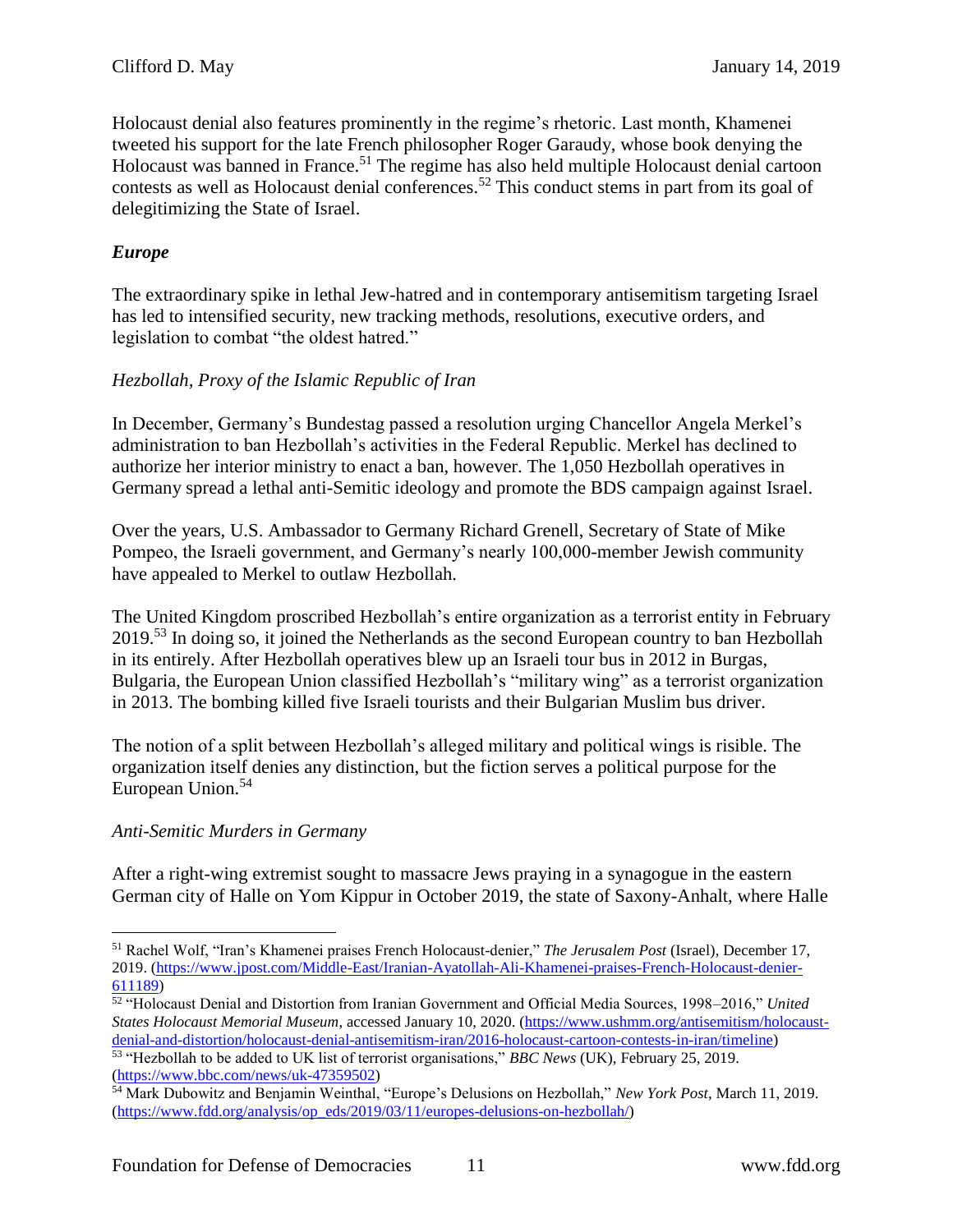Holocaust denial also features prominently in the regime's rhetoric. Last month, Khamenei tweeted his support for the late French philosopher Roger Garaudy, whose book denying the Holocaust was banned in France.[51] The regime has also held multiple Holocaust denial cartoon contests as well as Holocaust denial conferences.[52] This conduct stems in part from its goal of delegitimizing the State of Israel.

### *Europe*

The extraordinary spike in lethal Jew-hatred and in contemporary antisemitism targeting Israel has led to intensified security, new tracking methods, resolutions, executive orders, and legislation to combat "the oldest hatred."

#### *Hezbollah, Proxy of the Islamic Republic of Iran*

In December, Germany's Bundestag passed a resolution urging Chancellor Angela Merkel's administration to ban Hezbollah's activities in the Federal Republic. Merkel has declined to authorize her interior ministry to enact a ban, however. The 1,050 Hezbollah operatives in Germany spread a lethal anti-Semitic ideology and promote the BDS campaign against Israel.

Over the years, U.S. Ambassador to Germany Richard Grenell, Secretary of State of Mike Pompeo, the Israeli government, and Germany's nearly 100,000-member Jewish community have appealed to Merkel to outlaw Hezbollah.

The United Kingdom proscribed Hezbollah's entire organization as a terrorist entity in February 2019.[53] In doing so, it joined the Netherlands as the second European country to ban Hezbollah in its entirely. After Hezbollah operatives blew up an Israeli tour bus in 2012 in Burgas, Bulgaria, the European Union classified Hezbollah's "military wing" as a terrorist organization in 2013. The bombing killed five Israeli tourists and their Bulgarian Muslim bus driver.

The notion of a split between Hezbollah's alleged military and political wings is risible. The organization itself denies any distinction, but the fiction serves a political purpose for the European Union.[54]

#### *Anti-Semitic Murders in Germany*

After a right-wing extremist sought to massacre Jews praying in a synagogue in the eastern German city of Halle on Yom Kippur in October 2019, the state of Saxony-Anhalt, where Halle

---

[51] Rachel Wolf, "Iran's Khamenei praises French Holocaust-denier," *The Jerusalem Post* (Israel), December 17, 2019. (https://www.jpost.com/Middle-East/Iranian-Ayatollah-Ali-Khamenei-praises-French-Holocaust-denier-611189)

[52] "Holocaust Denial and Distortion from Iranian Government and Official Media Sources, 1998–2016," *United States Holocaust Memorial Museum*, accessed January 10, 2020. (https://www.ushmm.org/antisemitism/holocaust-denial-and-distortion/holocaust-denial-antisemitism-iran/2016-holocaust-cartoon-contests-in-iran/timeline)

[53] "Hezbollah to be added to UK list of terrorist organisations," *BBC News* (UK), February 25, 2019. (https://www.bbc.com/news/uk-47359502)

[54] Mark Dubowitz and Benjamin Weinthal, "Europe's Delusions on Hezbollah," *New York Post*, March 11, 2019. (https://www.fdd.org/analysis/op_eds/2019/03/11/europes-delusions-on-hezbollah/)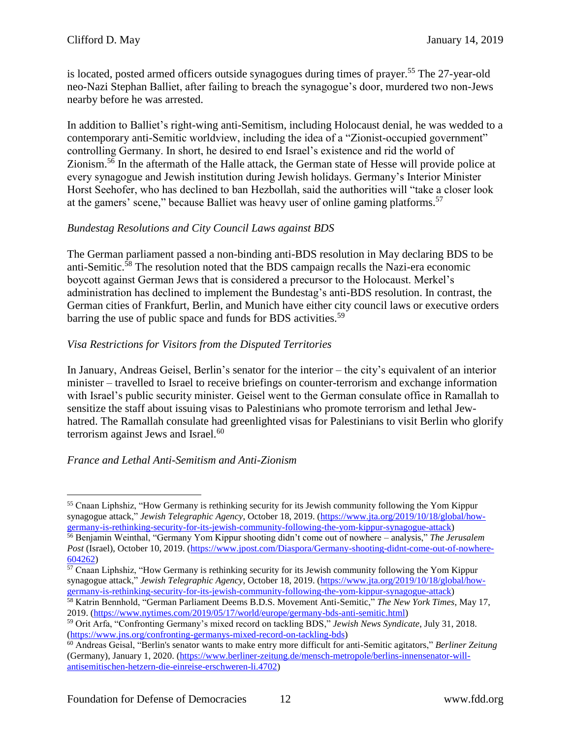is located, posted armed officers outside synagogues during times of prayer.[55] The 27-year-old neo-Nazi Stephan Balliet, after failing to breach the synagogue's door, murdered two non-Jews nearby before he was arrested.

In addition to Balliet's right-wing anti-Semitism, including Holocaust denial, he was wedded to a contemporary anti-Semitic worldview, including the idea of a "Zionist-occupied government" controlling Germany. In short, he desired to end Israel's existence and rid the world of Zionism.[56] In the aftermath of the Halle attack, the German state of Hesse will provide police at every synagogue and Jewish institution during Jewish holidays. Germany's Interior Minister Horst Seehofer, who has declined to ban Hezbollah, said the authorities will "take a closer look at the gamers' scene," because Balliet was heavy user of online gaming platforms.[57]

*Bundestag Resolutions and City Council Laws against BDS*

The German parliament passed a non-binding anti-BDS resolution in May declaring BDS to be anti-Semitic.[58] The resolution noted that the BDS campaign recalls the Nazi-era economic boycott against German Jews that is considered a precursor to the Holocaust. Merkel's administration has declined to implement the Bundestag's anti-BDS resolution. In contrast, the German cities of Frankfurt, Berlin, and Munich have either city council laws or executive orders barring the use of public space and funds for BDS activities.[59]

*Visa Restrictions for Visitors from the Disputed Territories*

In January, Andreas Geisel, Berlin's senator for the interior – the city's equivalent of an interior minister – travelled to Israel to receive briefings on counter-terrorism and exchange information with Israel's public security minister. Geisel went to the German consulate office in Ramallah to sensitize the staff about issuing visas to Palestinians who promote terrorism and lethal Jew-hatred. The Ramallah consulate had greenlighted visas for Palestinians to visit Berlin who glorify terrorism against Jews and Israel.[60]

*France and Lethal Anti-Semitism and Anti-Zionism*

---

[55] Cnaan Liphshiz, "How Germany is rethinking security for its Jewish community following the Yom Kippur synagogue attack," *Jewish Telegraphic Agency*, October 18, 2019. (https://www.jta.org/2019/10/18/global/how-germany-is-rethinking-security-for-its-jewish-community-following-the-yom-kippur-synagogue-attack)

[56] Benjamin Weinthal, "Germany Yom Kippur shooting didn't come out of nowhere – analysis," *The Jerusalem Post* (Israel), October 10, 2019. (https://www.jpost.com/Diaspora/Germany-shooting-didnt-come-out-of-nowhere-604262)

[57] Cnaan Liphshiz, "How Germany is rethinking security for its Jewish community following the Yom Kippur synagogue attack," *Jewish Telegraphic Agency*, October 18, 2019. (https://www.jta.org/2019/10/18/global/how-germany-is-rethinking-security-for-its-jewish-community-following-the-yom-kippur-synagogue-attack)

[58] Katrin Bennhold, "German Parliament Deems B.D.S. Movement Anti-Semitic," *The New York Times*, May 17, 2019. (https://www.nytimes.com/2019/05/17/world/europe/germany-bds-anti-semitic.html)

[59] Orit Arfa, "Confronting Germany's mixed record on tackling BDS," *Jewish News Syndicate*, July 31, 2018. (https://www.jns.org/confronting-germanys-mixed-record-on-tackling-bds)

[60] Andreas Geisal, "Berlin's senator wants to make entry more difficult for anti-Semitic agitators," *Berliner Zeitung* (Germany), January 1, 2020. (https://www.berliner-zeitung.de/mensch-metropole/berlins-innensenator-will-antisemitischen-hetzern-die-einreise-erschweren-li.4702)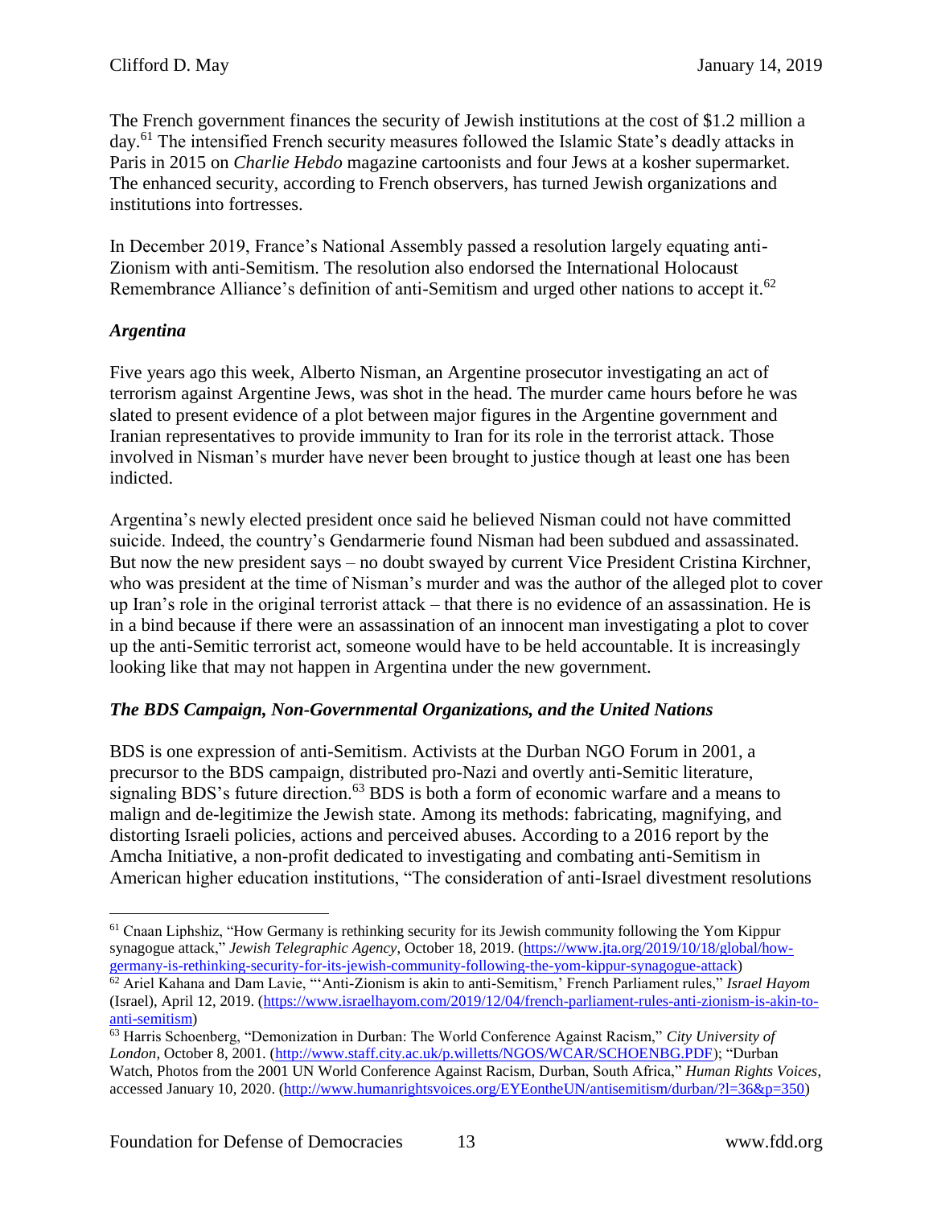The French government finances the security of Jewish institutions at the cost of $1.2 million a day.[61] The intensified French security measures followed the Islamic State's deadly attacks in Paris in 2015 on *Charlie Hebdo* magazine cartoonists and four Jews at a kosher supermarket. The enhanced security, according to French observers, has turned Jewish organizations and institutions into fortresses.

In December 2019, France's National Assembly passed a resolution largely equating anti-Zionism with anti-Semitism. The resolution also endorsed the International Holocaust Remembrance Alliance's definition of anti-Semitism and urged other nations to accept it.[62]

### *Argentina*

Five years ago this week, Alberto Nisman, an Argentine prosecutor investigating an act of terrorism against Argentine Jews, was shot in the head. The murder came hours before he was slated to present evidence of a plot between major figures in the Argentine government and Iranian representatives to provide immunity to Iran for its role in the terrorist attack. Those involved in Nisman's murder have never been brought to justice though at least one has been indicted.

Argentina's newly elected president once said he believed Nisman could not have committed suicide. Indeed, the country's Gendarmerie found Nisman had been subdued and assassinated. But now the new president says – no doubt swayed by current Vice President Cristina Kirchner, who was president at the time of Nisman's murder and was the author of the alleged plot to cover up Iran's role in the original terrorist attack – that there is no evidence of an assassination. He is in a bind because if there were an assassination of an innocent man investigating a plot to cover up the anti-Semitic terrorist act, someone would have to be held accountable. It is increasingly looking like that may not happen in Argentina under the new government.

### *The BDS Campaign, Non-Governmental Organizations, and the United Nations*

BDS is one expression of anti-Semitism. Activists at the Durban NGO Forum in 2001, a precursor to the BDS campaign, distributed pro-Nazi and overtly anti-Semitic literature, signaling BDS's future direction.[63] BDS is both a form of economic warfare and a means to malign and de-legitimize the Jewish state. Among its methods: fabricating, magnifying, and distorting Israeli policies, actions and perceived abuses. According to a 2016 report by the Amcha Initiative, a non-profit dedicated to investigating and combating anti-Semitism in American higher education institutions, "The consideration of anti-Israel divestment resolutions

---

[61] Cnaan Liphshiz, "How Germany is rethinking security for its Jewish community following the Yom Kippur synagogue attack," *Jewish Telegraphic Agency*, October 18, 2019. (https://www.jta.org/2019/10/18/global/how-germany-is-rethinking-security-for-its-jewish-community-following-the-yom-kippur-synagogue-attack)

[62] Ariel Kahana and Dam Lavie, "'Anti-Zionism is akin to anti-Semitism,' French Parliament rules," *Israel Hayom* (Israel), April 12, 2019. (https://www.israelhayom.com/2019/12/04/french-parliament-rules-anti-zionism-is-akin-to-anti-semitism)

[63] Harris Schoenberg, "Demonization in Durban: The World Conference Against Racism," *City University of London*, October 8, 2001. (http://www.staff.city.ac.uk/p.willetts/NGOS/WCAR/SCHOENBG.PDF); "Durban Watch, Photos from the 2001 UN World Conference Against Racism, Durban, South Africa," *Human Rights Voices*, accessed January 10, 2020. (http://www.humanrightsvoices.org/EYEontheUN/antisemitism/durban/?l=36&p=350)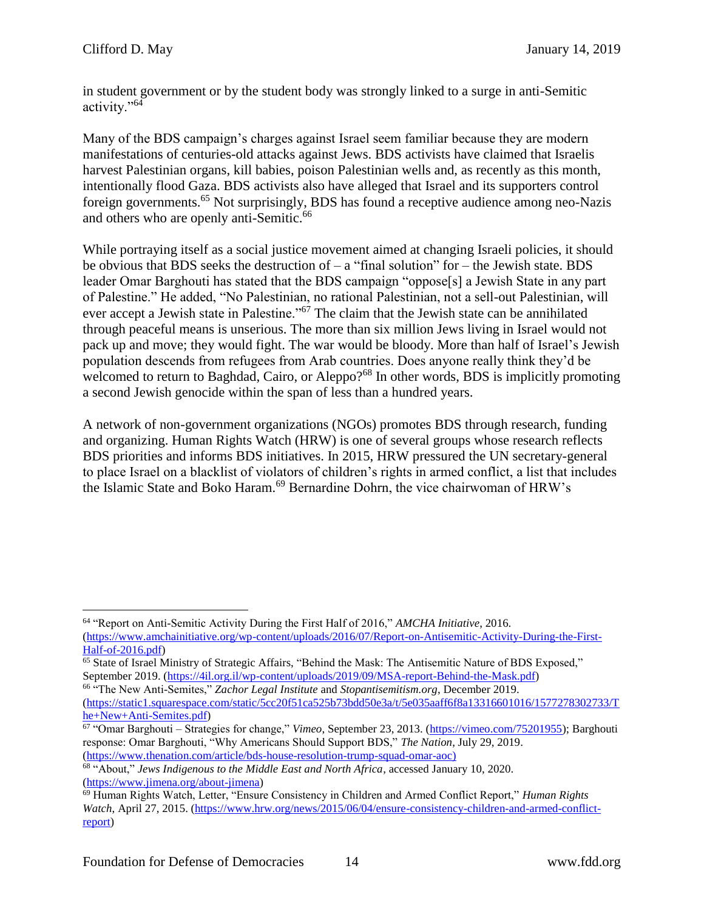in student government or by the student body was strongly linked to a surge in anti-Semitic activity."[64]

Many of the BDS campaign's charges against Israel seem familiar because they are modern manifestations of centuries-old attacks against Jews. BDS activists have claimed that Israelis harvest Palestinian organs, kill babies, poison Palestinian wells and, as recently as this month, intentionally flood Gaza. BDS activists also have alleged that Israel and its supporters control foreign governments.[65] Not surprisingly, BDS has found a receptive audience among neo-Nazis and others who are openly anti-Semitic.[66]

While portraying itself as a social justice movement aimed at changing Israeli policies, it should be obvious that BDS seeks the destruction of – a "final solution" for – the Jewish state. BDS leader Omar Barghouti has stated that the BDS campaign "oppose[s] a Jewish State in any part of Palestine." He added, "No Palestinian, no rational Palestinian, not a sell-out Palestinian, will ever accept a Jewish state in Palestine."[67] The claim that the Jewish state can be annihilated through peaceful means is unserious. The more than six million Jews living in Israel would not pack up and move; they would fight. The war would be bloody. More than half of Israel's Jewish population descends from refugees from Arab countries. Does anyone really think they'd be welcomed to return to Baghdad, Cairo, or Aleppo?[68] In other words, BDS is implicitly promoting a second Jewish genocide within the span of less than a hundred years.

A network of non-government organizations (NGOs) promotes BDS through research, funding and organizing. Human Rights Watch (HRW) is one of several groups whose research reflects BDS priorities and informs BDS initiatives. In 2015, HRW pressured the UN secretary-general to place Israel on a blacklist of violators of children's rights in armed conflict, a list that includes the Islamic State and Boko Haram.[69] Bernardine Dohrn, the vice chairwoman of HRW's

---

[64] "Report on Anti-Semitic Activity During the First Half of 2016," *AMCHA Initiative*, 2016. (https://www.amchainitiative.org/wp-content/uploads/2016/07/Report-on-Antisemitic-Activity-During-the-First-Half-of-2016.pdf)

[65] State of Israel Ministry of Strategic Affairs, "Behind the Mask: The Antisemitic Nature of BDS Exposed," September 2019. (https://4il.org.il/wp-content/uploads/2019/09/MSA-report-Behind-the-Mask.pdf)

[66] "The New Anti-Semites," *Zachor Legal Institute* and *Stopantisemitism.org*, December 2019. (https://static1.squarespace.com/static/5cc20f51ca525b73bdd50e3a/t/5e035aaff6f8a13316601016/1577278302733/The+New+Anti-Semites.pdf)

[67] "Omar Barghouti – Strategies for change," *Vimeo*, September 23, 2013. (https://vimeo.com/75201955); Barghouti response: Omar Barghouti, "Why Americans Should Support BDS," *The Nation*, July 29, 2019. (https://www.thenation.com/article/bds-house-resolution-trump-squad-omar-aoc)

[68] "About," *Jews Indigenous to the Middle East and North Africa*, accessed January 10, 2020. (https://www.jimena.org/about-jimena)

[69] Human Rights Watch, Letter, "Ensure Consistency in Children and Armed Conflict Report," *Human Rights Watch*, April 27, 2015. (https://www.hrw.org/news/2015/06/04/ensure-consistency-children-and-armed-conflict-report)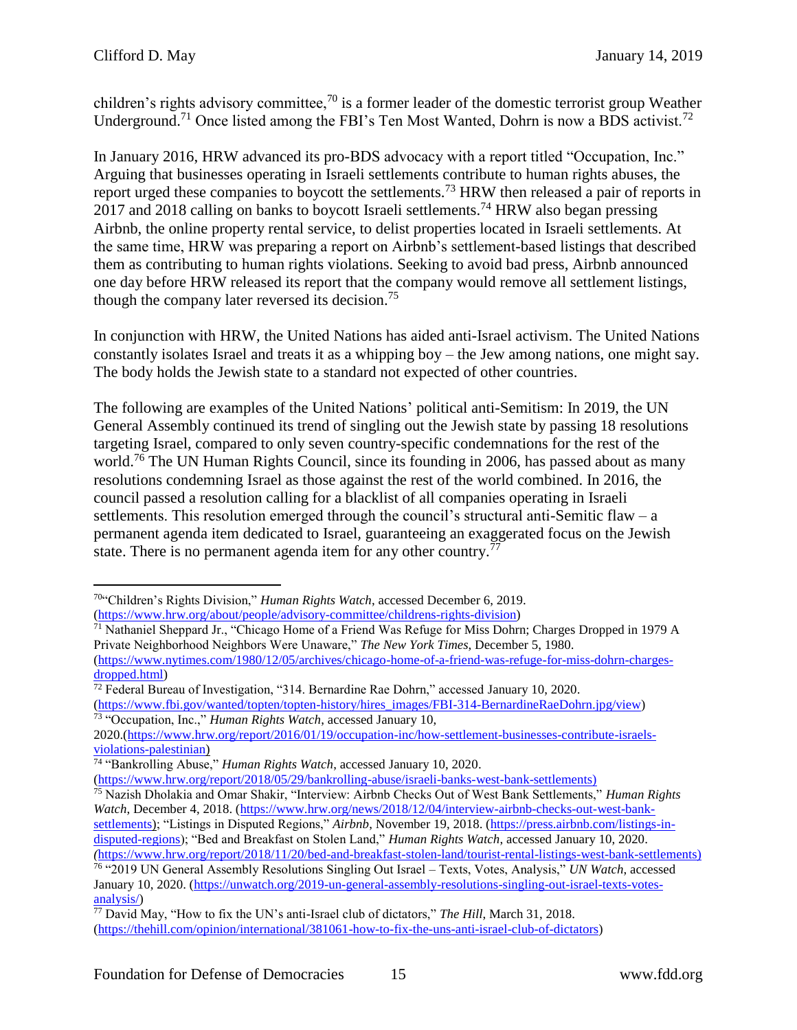children's rights advisory committee,[70] is a former leader of the domestic terrorist group Weather Underground.[71] Once listed among the FBI's Ten Most Wanted, Dohrn is now a BDS activist.[72]

In January 2016, HRW advanced its pro-BDS advocacy with a report titled "Occupation, Inc." Arguing that businesses operating in Israeli settlements contribute to human rights abuses, the report urged these companies to boycott the settlements.[73] HRW then released a pair of reports in 2017 and 2018 calling on banks to boycott Israeli settlements.[74] HRW also began pressing Airbnb, the online property rental service, to delist properties located in Israeli settlements. At the same time, HRW was preparing a report on Airbnb's settlement-based listings that described them as contributing to human rights violations. Seeking to avoid bad press, Airbnb announced one day before HRW released its report that the company would remove all settlement listings, though the company later reversed its decision.[75]

In conjunction with HRW, the United Nations has aided anti-Israel activism. The United Nations constantly isolates Israel and treats it as a whipping boy – the Jew among nations, one might say. The body holds the Jewish state to a standard not expected of other countries.

The following are examples of the United Nations' political anti-Semitism: In 2019, the UN General Assembly continued its trend of singling out the Jewish state by passing 18 resolutions targeting Israel, compared to only seven country-specific condemnations for the rest of the world.[76] The UN Human Rights Council, since its founding in 2006, has passed about as many resolutions condemning Israel as those against the rest of the world combined. In 2016, the council passed a resolution calling for a blacklist of all companies operating in Israeli settlements. This resolution emerged through the council's structural anti-Semitic flaw – a permanent agenda item dedicated to Israel, guaranteeing an exaggerated focus on the Jewish state. There is no permanent agenda item for any other country.[77]

---

[70] "Children's Rights Division," *Human Rights Watch*, accessed December 6, 2019. (https://www.hrw.org/about/people/advisory-committee/childrens-rights-division)

[71] Nathaniel Sheppard Jr., "Chicago Home of a Friend Was Refuge for Miss Dohrn; Charges Dropped in 1979 A Private Neighborhood Neighbors Were Unaware," *The New York Times*, December 5, 1980. (https://www.nytimes.com/1980/12/05/archives/chicago-home-of-a-friend-was-refuge-for-miss-dohrn-charges-dropped.html)

[72] Federal Bureau of Investigation, "314. Bernardine Rae Dohrn," accessed January 10, 2020. (https://www.fbi.gov/wanted/topten/topten-history/hires_images/FBI-314-BernardineRaeDohrn.jpg/view)

[73] "Occupation, Inc.," *Human Rights Watch*, accessed January 10, 2020.(https://www.hrw.org/report/2016/01/19/occupation-inc/how-settlement-businesses-contribute-israels-violations-palestinian)

[74] "Bankrolling Abuse," *Human Rights Watch*, accessed January 10, 2020. (https://www.hrw.org/report/2018/05/29/bankrolling-abuse/israeli-banks-west-bank-settlements)

[75] Nazish Dholakia and Omar Shakir, "Interview: Airbnb Checks Out of West Bank Settlements," *Human Rights Watch*, December 4, 2018. (https://www.hrw.org/news/2018/12/04/interview-airbnb-checks-out-west-bank-settlements); "Listings in Disputed Regions," *Airbnb*, November 19, 2018. (https://press.airbnb.com/listings-in-disputed-regions); "Bed and Breakfast on Stolen Land," *Human Rights Watch*, accessed January 10, 2020. (https://www.hrw.org/report/2018/11/20/bed-and-breakfast-stolen-land/tourist-rental-listings-west-bank-settlements)

[76] "2019 UN General Assembly Resolutions Singling Out Israel – Texts, Votes, Analysis," *UN Watch*, accessed January 10, 2020. (https://unwatch.org/2019-un-general-assembly-resolutions-singling-out-israel-texts-votes-analysis/)

[77] David May, "How to fix the UN's anti-Israel club of dictators," *The Hill*, March 31, 2018. (https://thehill.com/opinion/international/381061-how-to-fix-the-uns-anti-israel-club-of-dictators)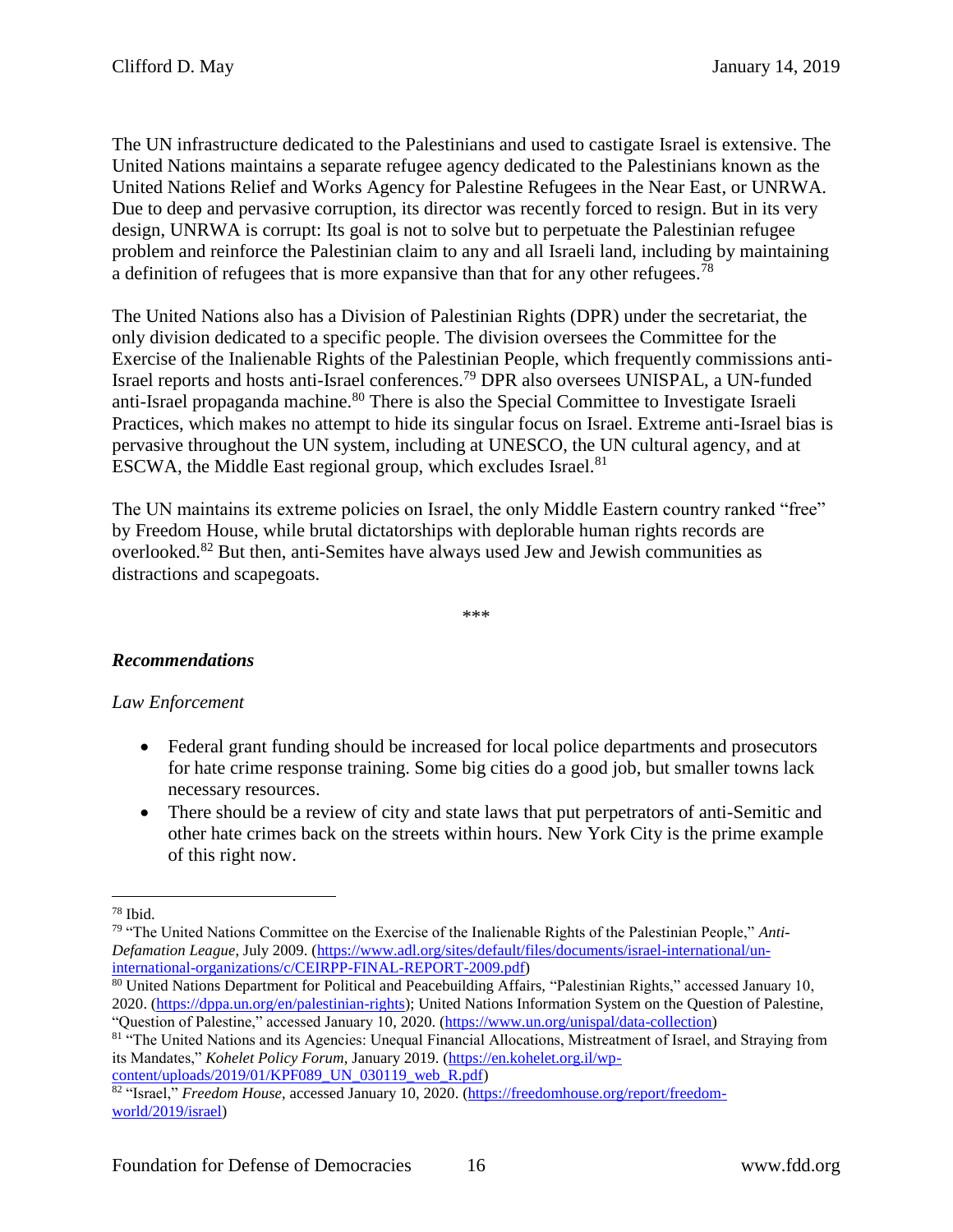The UN infrastructure dedicated to the Palestinians and used to castigate Israel is extensive. The United Nations maintains a separate refugee agency dedicated to the Palestinians known as the United Nations Relief and Works Agency for Palestine Refugees in the Near East, or UNRWA. Due to deep and pervasive corruption, its director was recently forced to resign. But in its very design, UNRWA is corrupt: Its goal is not to solve but to perpetuate the Palestinian refugee problem and reinforce the Palestinian claim to any and all Israeli land, including by maintaining a definition of refugees that is more expansive than that for any other refugees.[78]

The United Nations also has a Division of Palestinian Rights (DPR) under the secretariat, the only division dedicated to a specific people. The division oversees the Committee for the Exercise of the Inalienable Rights of the Palestinian People, which frequently commissions anti-Israel reports and hosts anti-Israel conferences.[79] DPR also oversees UNISPAL, a UN-funded anti-Israel propaganda machine.[80] There is also the Special Committee to Investigate Israeli Practices, which makes no attempt to hide its singular focus on Israel. Extreme anti-Israel bias is pervasive throughout the UN system, including at UNESCO, the UN cultural agency, and at ESCWA, the Middle East regional group, which excludes Israel.[81]

The UN maintains its extreme policies on Israel, the only Middle Eastern country ranked "free" by Freedom House, while brutal dictatorships with deplorable human rights records are overlooked.[82] But then, anti-Semites have always used Jew and Jewish communities as distractions and scapegoats.

\*\*\*

### ***Recommendations***

*Law Enforcement*

- Federal grant funding should be increased for local police departments and prosecutors for hate crime response training. Some big cities do a good job, but smaller towns lack necessary resources.
- There should be a review of city and state laws that put perpetrators of anti-Semitic and other hate crimes back on the streets within hours. New York City is the prime example of this right now.

---

[78] Ibid.

[79] "The United Nations Committee on the Exercise of the Inalienable Rights of the Palestinian People," *Anti-Defamation League*, July 2009. (https://www.adl.org/sites/default/files/documents/israel-international/un-international-organizations/c/CEIRPP-FINAL-REPORT-2009.pdf)

[80] United Nations Department for Political and Peacebuilding Affairs, "Palestinian Rights," accessed January 10, 2020. (https://dppa.un.org/en/palestinian-rights); United Nations Information System on the Question of Palestine, "Question of Palestine," accessed January 10, 2020. (https://www.un.org/unispal/data-collection)

[81] "The United Nations and its Agencies: Unequal Financial Allocations, Mistreatment of Israel, and Straying from its Mandates," *Kohelet Policy Forum*, January 2019. (https://en.kohelet.org.il/wp-content/uploads/2019/01/KPF089_UN_030119_web_R.pdf)

[82] "Israel," *Freedom House*, accessed January 10, 2020. (https://freedomhouse.org/report/freedom-world/2019/israel)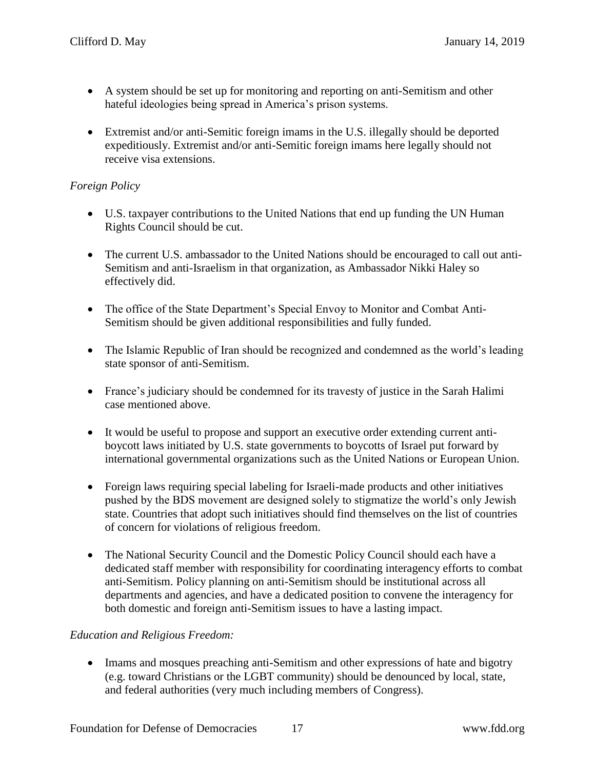- A system should be set up for monitoring and reporting on anti-Semitism and other hateful ideologies being spread in America's prison systems.

- Extremist and/or anti-Semitic foreign imams in the U.S. illegally should be deported expeditiously. Extremist and/or anti-Semitic foreign imams here legally should not receive visa extensions.

*Foreign Policy*

- U.S. taxpayer contributions to the United Nations that end up funding the UN Human Rights Council should be cut.

- The current U.S. ambassador to the United Nations should be encouraged to call out anti-Semitism and anti-Israelism in that organization, as Ambassador Nikki Haley so effectively did.

- The office of the State Department's Special Envoy to Monitor and Combat Anti-Semitism should be given additional responsibilities and fully funded.

- The Islamic Republic of Iran should be recognized and condemned as the world's leading state sponsor of anti-Semitism.

- France's judiciary should be condemned for its travesty of justice in the Sarah Halimi case mentioned above.

- It would be useful to propose and support an executive order extending current anti-boycott laws initiated by U.S. state governments to boycotts of Israel put forward by international governmental organizations such as the United Nations or European Union.

- Foreign laws requiring special labeling for Israeli-made products and other initiatives pushed by the BDS movement are designed solely to stigmatize the world's only Jewish state. Countries that adopt such initiatives should find themselves on the list of countries of concern for violations of religious freedom.

- The National Security Council and the Domestic Policy Council should each have a dedicated staff member with responsibility for coordinating interagency efforts to combat anti-Semitism. Policy planning on anti-Semitism should be institutional across all departments and agencies, and have a dedicated position to convene the interagency for both domestic and foreign anti-Semitism issues to have a lasting impact.

*Education and Religious Freedom:*

- Imams and mosques preaching anti-Semitism and other expressions of hate and bigotry (e.g. toward Christians or the LGBT community) should be denounced by local, state, and federal authorities (very much including members of Congress).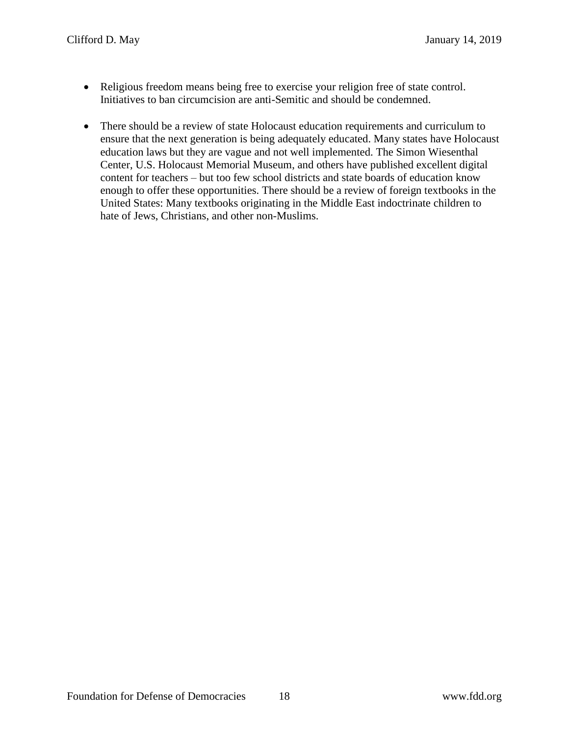- Religious freedom means being free to exercise your religion free of state control. Initiatives to ban circumcision are anti-Semitic and should be condemned.

- There should be a review of state Holocaust education requirements and curriculum to ensure that the next generation is being adequately educated. Many states have Holocaust education laws but they are vague and not well implemented. The Simon Wiesenthal Center, U.S. Holocaust Memorial Museum, and others have published excellent digital content for teachers – but too few school districts and state boards of education know enough to offer these opportunities. There should be a review of foreign textbooks in the United States: Many textbooks originating in the Middle East indoctrinate children to hate of Jews, Christians, and other non-Muslims.